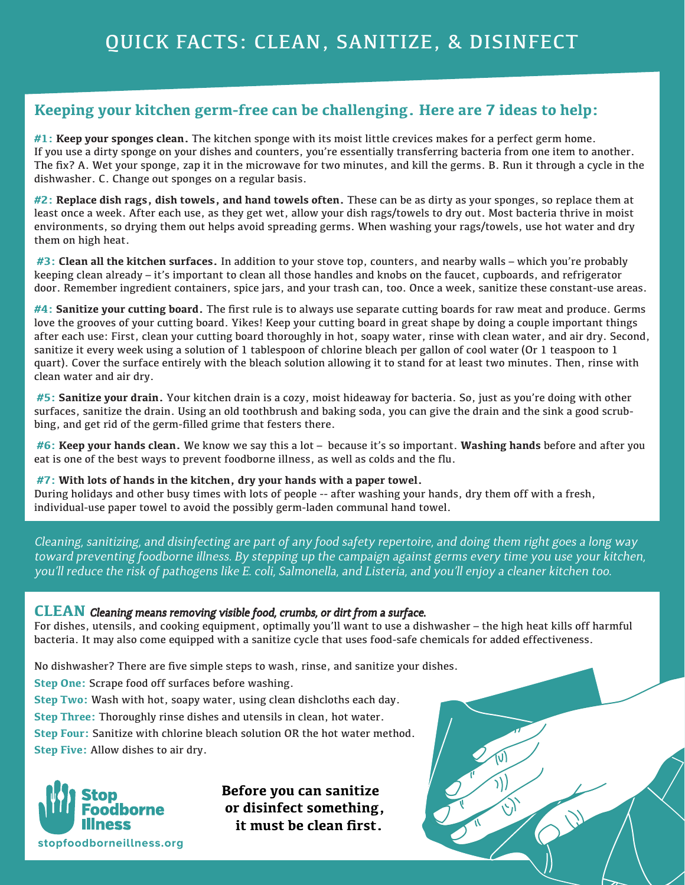# QUICK FACTS: CLEAN, SANITIZE, & DISINFECT

## Keeping your kitchen germ-free can be challenging. Here are 7 ideas to help:

**#1: Keep your sponges clean.** The kitchen sponge with its moist little crevices makes for a perfect germ home. If you use a dirty sponge on your dishes and counters, you're essentially transferring bacteria from one item to another. The fix? A. Wet your sponge, zap it in the microwave for two minutes, and kill the germs. B. Run it through a cycle in the dishwasher. C. Change out sponges on a regular basis.

**#2: Replace dish rags, dish towels, and hand towels often.** These can be as dirty as your sponges, so replace them at least once a week. After each use, as they get wet, allow your dish rags/towels to dry out. Most bacteria thrive in moist environments, so drying them out helps avoid spreading germs. When washing your rags/towels, use hot water and dry them on high heat.

**#3: Clean all the kitchen surfaces.** In addition to your stove top, counters, and nearby walls – which you're probably keeping clean already – it's important to clean all those handles and knobs on the faucet, cupboards, and refrigerator door. Remember ingredient containers, spice jars, and your trash can, too. Once a week, sanitize these constant-use areas.

**#4: Sanitize your cutting board.** The first rule is to always use separate cutting boards for raw meat and produce. Germs love the grooves of your cutting board. Yikes! Keep your cutting board in great shape by doing a couple important things after each use: First, clean your cutting board thoroughly in hot, soapy water, rinse with clean water, and air dry. Second, sanitize it every week using a solution of 1 tablespoon of chlorine bleach per gallon of cool water (Or 1 teaspoon to 1 quart). Cover the surface entirely with the bleach solution allowing it to stand for at least two minutes. Then, rinse with clean water and air dry.

**#5: Sanitize your drain.** Your kitchen drain is a cozy, moist hideaway for bacteria. So, just as you're doing with other surfaces, sanitize the drain. Using an old toothbrush and baking soda, you can give the drain and the sink a good scrubbing, and get rid of the germ-filled grime that festers there.

**#6: Keep your hands clean.** We know we say this a lot – because it's so important. **Washing hands** before and after you eat is one of the best ways to prevent foodborne illness, as well as colds and the flu.

**#7: With lots of hands in the kitchen, dry your hands with a paper towel.**
During holidays and other busy times with lots of people -- after washing your hands, dry them off with a fresh, individual-use paper towel to avoid the possibly germ-laden communal hand towel.

*Cleaning, sanitizing, and disinfecting are part of any food safety repertoire, and doing them right goes a long way toward preventing foodborne illness. By stepping up the campaign against germs every time you use your kitchen, you'll reduce the risk of pathogens like E. coli, Salmonella, and Listeria, and you'll enjoy a cleaner kitchen too.*

## CLEAN *Cleaning means removing visible food, crumbs, or dirt from a surface.*

For dishes, utensils, and cooking equipment, optimally you'll want to use a dishwasher – the high heat kills off harmful bacteria. It may also come equipped with a sanitize cycle that uses food-safe chemicals for added effectiveness.

No dishwasher? There are five simple steps to wash, rinse, and sanitize your dishes.

**Step One:** Scrape food off surfaces before washing.

**Step Two:** Wash with hot, soapy water, using clean dishcloths each day.

**Step Three:** Thoroughly rinse dishes and utensils in clean, hot water.

**Step Four:** Sanitize with chlorine bleach solution OR the hot water method.

**Step Five:** Allow dishes to air dry.

**Before you can sanitize or disinfect something, it must be clean first.**

Stop Foodborne Illness

stopfoodborneillness.org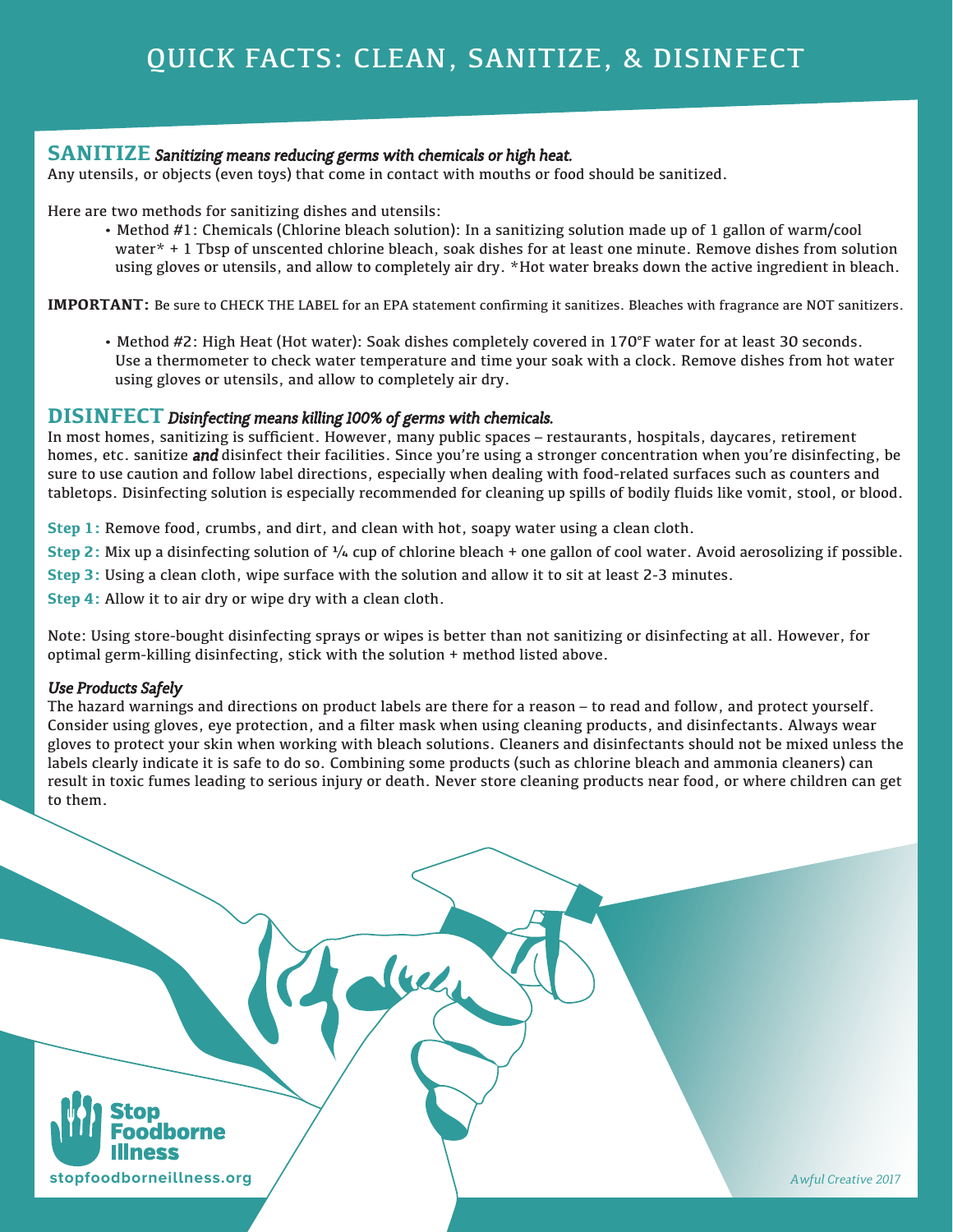# QUICK FACTS: CLEAN, SANITIZE, & DISINFECT

## SANITIZE *Sanitizing means reducing germs with chemicals or high heat.*

Any utensils, or objects (even toys) that come in contact with mouths or food should be sanitized.

Here are two methods for sanitizing dishes and utensils:

- Method #1: Chemicals (Chlorine bleach solution): In a sanitizing solution made up of 1 gallon of warm/cool water* + 1 Tbsp of unscented chlorine bleach, soak dishes for at least one minute. Remove dishes from solution using gloves or utensils, and allow to completely air dry. *Hot water breaks down the active ingredient in bleach.

**IMPORTANT:** Be sure to CHECK THE LABEL for an EPA statement confirming it sanitizes. Bleaches with fragrance are NOT sanitizers.

- Method #2: High Heat (Hot water): Soak dishes completely covered in 170°F water for at least 30 seconds. Use a thermometer to check water temperature and time your soak with a clock. Remove dishes from hot water using gloves or utensils, and allow to completely air dry.

## DISINFECT *Disinfecting means killing 100% of germs with chemicals.*

In most homes, sanitizing is sufficient. However, many public spaces – restaurants, hospitals, daycares, retirement homes, etc. sanitize ***and*** disinfect their facilities. Since you're using a stronger concentration when you're disinfecting, be sure to use caution and follow label directions, especially when dealing with food-related surfaces such as counters and tabletops. Disinfecting solution is especially recommended for cleaning up spills of bodily fluids like vomit, stool, or blood.

**Step 1:** Remove food, crumbs, and dirt, and clean with hot, soapy water using a clean cloth.

**Step 2:** Mix up a disinfecting solution of ¼ cup of chlorine bleach + one gallon of cool water. Avoid aerosolizing if possible.

**Step 3:** Using a clean cloth, wipe surface with the solution and allow it to sit at least 2-3 minutes.

**Step 4:** Allow it to air dry or wipe dry with a clean cloth.

Note: Using store-bought disinfecting sprays or wipes is better than not sanitizing or disinfecting at all. However, for optimal germ-killing disinfecting, stick with the solution + method listed above.

### *Use Products Safely*

The hazard warnings and directions on product labels are there for a reason – to read and follow, and protect yourself. Consider using gloves, eye protection, and a filter mask when using cleaning products, and disinfectants. Always wear gloves to protect your skin when working with bleach solutions. Cleaners and disinfectants should not be mixed unless the labels clearly indicate it is safe to do so. Combining some products (such as chlorine bleach and ammonia cleaners) can result in toxic fumes leading to serious injury or death. Never store cleaning products near food, or where children can get to them.

Stop Foodborne Illness
stopfoodborneillness.org

*Awful Creative 2017*